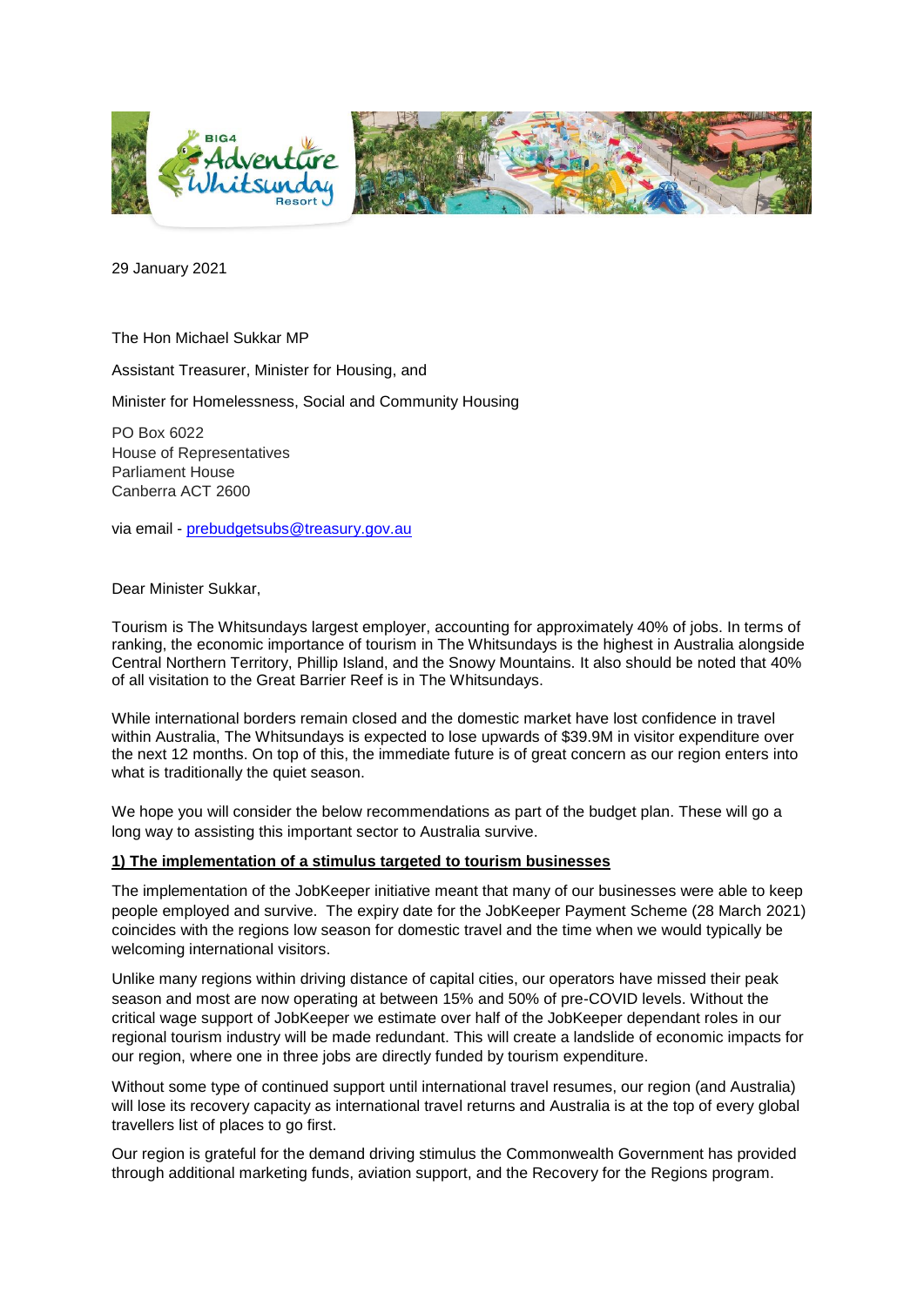29 January 2021

The Hon Michael Sukkar MP

Assistant Treasurer, Minister for Housing, and

Minister for Homelessness, Social and Community Housing

PO Box 6022
House of Representatives
Parliament House
Canberra ACT 2600

via email - [prebudgetsubs@treasury.gov.au](mailto:prebudgetsubs@treasury.gov.au)

Dear Minister Sukkar,

Tourism is The Whitsundays largest employer, accounting for approximately 40% of jobs. In terms of ranking, the economic importance of tourism in The Whitsundays is the highest in Australia alongside Central Northern Territory, Phillip Island, and the Snowy Mountains. It also should be noted that 40% of all visitation to the Great Barrier Reef is in The Whitsundays.

While international borders remain closed and the domestic market have lost confidence in travel within Australia, The Whitsundays is expected to lose upwards of $39.9M in visitor expenditure over the next 12 months. On top of this, the immediate future is of great concern as our region enters into what is traditionally the quiet season.

We hope you will consider the below recommendations as part of the budget plan. These will go a long way to assisting this important sector to Australia survive.

**1) The implementation of a stimulus targeted to tourism businesses**

The implementation of the JobKeeper initiative meant that many of our businesses were able to keep people employed and survive. The expiry date for the JobKeeper Payment Scheme (28 March 2021) coincides with the regions low season for domestic travel and the time when we would typically be welcoming international visitors.

Unlike many regions within driving distance of capital cities, our operators have missed their peak season and most are now operating at between 15% and 50% of pre-COVID levels. Without the critical wage support of JobKeeper we estimate over half of the JobKeeper dependant roles in our regional tourism industry will be made redundant. This will create a landslide of economic impacts for our region, where one in three jobs are directly funded by tourism expenditure.

Without some type of continued support until international travel resumes, our region (and Australia) will lose its recovery capacity as international travel returns and Australia is at the top of every global travellers list of places to go first.

Our region is grateful for the demand driving stimulus the Commonwealth Government has provided through additional marketing funds, aviation support, and the Recovery for the Regions program.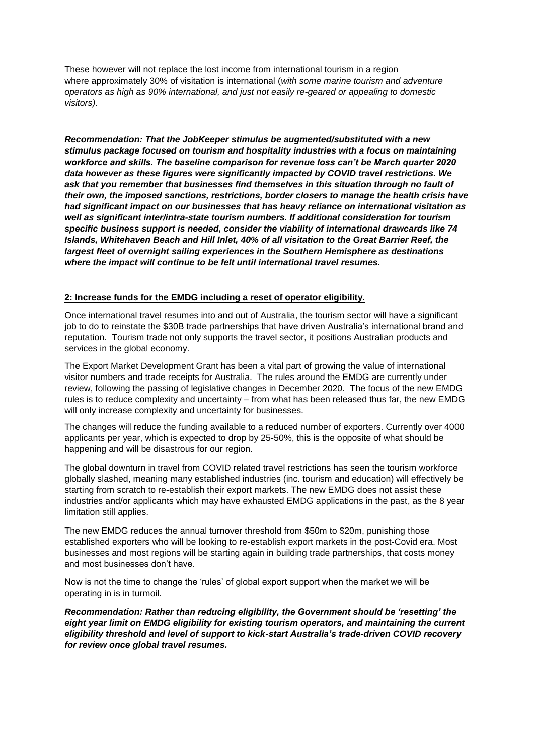These however will not replace the lost income from international tourism in a region where approximately 30% of visitation is international (*with some marine tourism and adventure operators as high as 90% international, and just not easily re-geared or appealing to domestic visitors).*

***Recommendation: That the JobKeeper stimulus be augmented/substituted with a new stimulus package focused on tourism and hospitality industries with a focus on maintaining workforce and skills. The baseline comparison for revenue loss can't be March quarter 2020 data however as these figures were significantly impacted by COVID travel restrictions. We ask that you remember that businesses find themselves in this situation through no fault of their own, the imposed sanctions, restrictions, border closers to manage the health crisis have had significant impact on our businesses that has heavy reliance on international visitation as well as significant inter/intra-state tourism numbers. If additional consideration for tourism specific business support is needed, consider the viability of international drawcards like 74 Islands, Whitehaven Beach and Hill Inlet, 40% of all visitation to the Great Barrier Reef, the largest fleet of overnight sailing experiences in the Southern Hemisphere as destinations where the impact will continue to be felt until international travel resumes.***

**2: Increase funds for the EMDG including a reset of operator eligibility.**

Once international travel resumes into and out of Australia, the tourism sector will have a significant job to do to reinstate the $30B trade partnerships that have driven Australia's international brand and reputation. Tourism trade not only supports the travel sector, it positions Australian products and services in the global economy.

The Export Market Development Grant has been a vital part of growing the value of international visitor numbers and trade receipts for Australia. The rules around the EMDG are currently under review, following the passing of legislative changes in December 2020. The focus of the new EMDG rules is to reduce complexity and uncertainty – from what has been released thus far, the new EMDG will only increase complexity and uncertainty for businesses.

The changes will reduce the funding available to a reduced number of exporters. Currently over 4000 applicants per year, which is expected to drop by 25-50%, this is the opposite of what should be happening and will be disastrous for our region.

The global downturn in travel from COVID related travel restrictions has seen the tourism workforce globally slashed, meaning many established industries (inc. tourism and education) will effectively be starting from scratch to re-establish their export markets. The new EMDG does not assist these industries and/or applicants which may have exhausted EMDG applications in the past, as the 8 year limitation still applies.

The new EMDG reduces the annual turnover threshold from $50m to $20m, punishing those established exporters who will be looking to re-establish export markets in the post-Covid era. Most businesses and most regions will be starting again in building trade partnerships, that costs money and most businesses don't have.

Now is not the time to change the 'rules' of global export support when the market we will be operating in is in turmoil.

***Recommendation: Rather than reducing eligibility, the Government should be 'resetting' the eight year limit on EMDG eligibility for existing tourism operators, and maintaining the current eligibility threshold and level of support to kick-start Australia's trade-driven COVID recovery for review once global travel resumes.***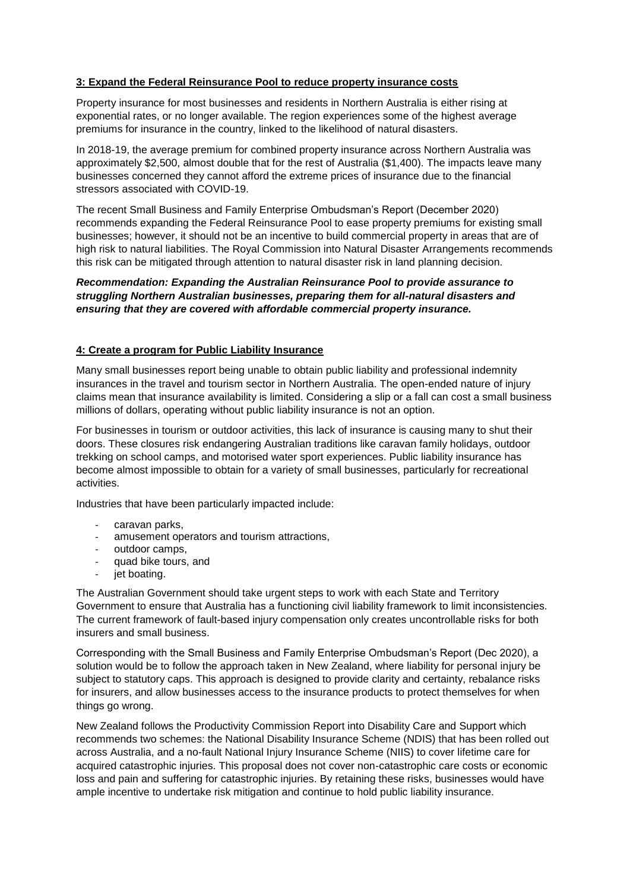**3: Expand the Federal Reinsurance Pool to reduce property insurance costs**

Property insurance for most businesses and residents in Northern Australia is either rising at exponential rates, or no longer available. The region experiences some of the highest average premiums for insurance in the country, linked to the likelihood of natural disasters.

In 2018-19, the average premium for combined property insurance across Northern Australia was approximately $2,500, almost double that for the rest of Australia ($1,400). The impacts leave many businesses concerned they cannot afford the extreme prices of insurance due to the financial stressors associated with COVID-19.

The recent Small Business and Family Enterprise Ombudsman's Report (December 2020) recommends expanding the Federal Reinsurance Pool to ease property premiums for existing small businesses; however, it should not be an incentive to build commercial property in areas that are of high risk to natural liabilities. The Royal Commission into Natural Disaster Arrangements recommends this risk can be mitigated through attention to natural disaster risk in land planning decision.

***Recommendation: Expanding the Australian Reinsurance Pool to provide assurance to struggling Northern Australian businesses, preparing them for all-natural disasters and ensuring that they are covered with affordable commercial property insurance.***

**4: Create a program for Public Liability Insurance**

Many small businesses report being unable to obtain public liability and professional indemnity insurances in the travel and tourism sector in Northern Australia. The open-ended nature of injury claims mean that insurance availability is limited. Considering a slip or a fall can cost a small business millions of dollars, operating without public liability insurance is not an option.

For businesses in tourism or outdoor activities, this lack of insurance is causing many to shut their doors. These closures risk endangering Australian traditions like caravan family holidays, outdoor trekking on school camps, and motorised water sport experiences. Public liability insurance has become almost impossible to obtain for a variety of small businesses, particularly for recreational activities.

Industries that have been particularly impacted include:

- caravan parks,
- amusement operators and tourism attractions,
- outdoor camps,
- quad bike tours, and
- jet boating.

The Australian Government should take urgent steps to work with each State and Territory Government to ensure that Australia has a functioning civil liability framework to limit inconsistencies. The current framework of fault-based injury compensation only creates uncontrollable risks for both insurers and small business.

Corresponding with the Small Business and Family Enterprise Ombudsman's Report (Dec 2020), a solution would be to follow the approach taken in New Zealand, where liability for personal injury be subject to statutory caps. This approach is designed to provide clarity and certainty, rebalance risks for insurers, and allow businesses access to the insurance products to protect themselves for when things go wrong.

New Zealand follows the Productivity Commission Report into Disability Care and Support which recommends two schemes: the National Disability Insurance Scheme (NDIS) that has been rolled out across Australia, and a no-fault National Injury Insurance Scheme (NIIS) to cover lifetime care for acquired catastrophic injuries. This proposal does not cover non-catastrophic care costs or economic loss and pain and suffering for catastrophic injuries. By retaining these risks, businesses would have ample incentive to undertake risk mitigation and continue to hold public liability insurance.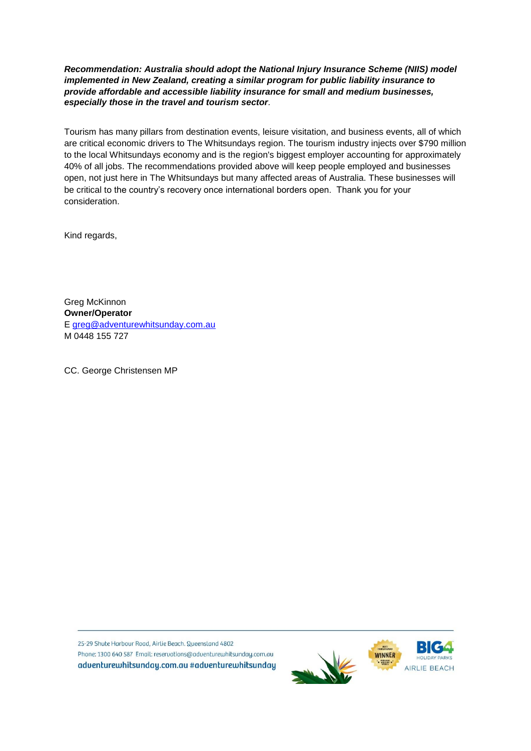***Recommendation: Australia should adopt the National Injury Insurance Scheme (NIIS) model implemented in New Zealand, creating a similar program for public liability insurance to provide affordable and accessible liability insurance for small and medium businesses, especially those in the travel and tourism sector***.

Tourism has many pillars from destination events, leisure visitation, and business events, all of which are critical economic drivers to The Whitsundays region. The tourism industry injects over $790 million to the local Whitsundays economy and is the region's biggest employer accounting for approximately 40% of all jobs. The recommendations provided above will keep people employed and businesses open, not just here in The Whitsundays but many affected areas of Australia. These businesses will be critical to the country's recovery once international borders open. Thank you for your consideration.

Kind regards,

Greg McKinnon
**Owner/Operator**
E greg@adventurewhitsunday.com.au
M 0448 155 727

CC. George Christensen MP

25-29 Shute Harbour Road, Airlie Beach. Queensland 4802
Phone: 1300 640 587 Email: reservations@adventurewhitsunday.com.au
adventurewhitsunday.com.au #adventurewhitsunday

BIG4 HOLIDAY PARKS AIRLIE BEACH